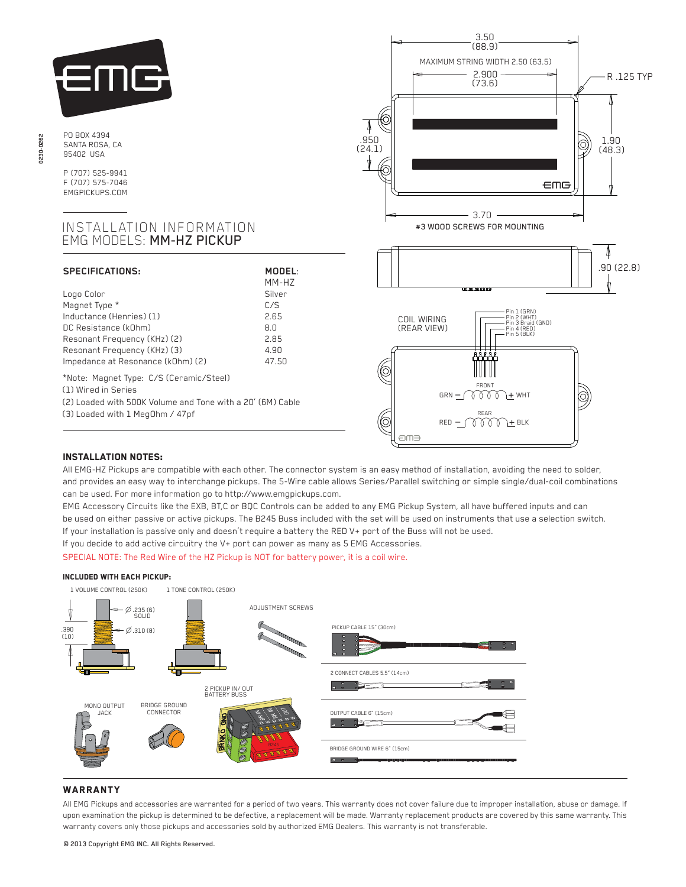PO BOX 4394
SANTA ROSA, CA
95402 USA

P (707) 525-9941
F (707) 575-7046
EMGPICKUPS.COM

0230-0262

# INSTALLATION INFORMATION
## EMG MODELS: **MM-HZ PICKUP**

| SPECIFICATIONS: | MODEL: MM-HZ |
|---|---|
| Logo Color | Silver |
| Magnet Type * | C/S |
| Inductance (Henries) (1) | 2.65 |
| DC Resistance (kOhm) | 8.0 |
| Resonant Frequency (KHz) (2) | 2.85 |
| Resonant Frequency (KHz) (3) | 4.90 |
| Impedance at Resonance (kOhm) (2) | 47.50 |

*Note: Magnet Type: C/S (Ceramic/Steel)
(1) Wired in Series
(2) Loaded with 500K Volume and Tone with a 20' (6M) Cable
(3) Loaded with 1 MegOhm / 47pf

3.50 (88.9)
MAXIMUM STRING WIDTH 2.50 (63.5)
2.900 (73.6)
R .125 TYP
.950 (24.1)
1.90 (48.3)
3.70
#3 WOOD SCREWS FOR MOUNTING
.90 (22.8)

COIL WIRING (REAR VIEW)
Pin 1 (GRN)
Pin 2 (WHT)
Pin 3 Braid (GND)
Pin 4 (RED)
Pin 5 (BLK)
FRONT: GRN − + WHT
REAR: RED − + BLK

### INSTALLATION NOTES:

All EMG-HZ Pickups are compatible with each other. The connector system is an easy method of installation, avoiding the need to solder, and provides an easy way to interchange pickups. The 5-Wire cable allows Series/Parallel switching or simple single/dual-coil combinations can be used. For more information go to http://www.emgpickups.com.

EMG Accessory Circuits like the EXB, BT,C or BQC Controls can be added to any EMG Pickup System, all have buffered inputs and can be used on either passive or active pickups. The B245 Buss included with the set will be used on instruments that use a selection switch. If your installation is passive only and doesn't require a battery the RED V+ port of the Buss will not be used.

If you decide to add active circuitry the V+ port can power as many as 5 EMG Accessories.

SPECIAL NOTE: The Red Wire of the HZ Pickup is NOT for battery power, it is a coil wire.

#### INCLUDED WITH EACH PICKUP:

1 VOLUME CONTROL (250K)
1 TONE CONTROL (250K)
∅ .235 (6) SOLID
∅ .310 (8)
.390 (10)
ADJUSTMENT SCREWS
PICKUP CABLE 15" (30cm)
2 CONNECT CABLES 5.5" (14cm)
MONO OUTPUT JACK
BRIDGE GROUND CONNECTOR
2 PICKUP IN/ OUT BATTERY BUSS
OUTPUT CABLE 6" (15cm)
BRIDGE GROUND WIRE 6" (15cm)

### WARRANTY

All EMG Pickups and accessories are warranted for a period of two years. This warranty does not cover failure due to improper installation, abuse or damage. If upon examination the pickup is determined to be defective, a replacement will be made. Warranty replacement products are covered by this same warranty. This warranty covers only those pickups and accessories sold by authorized EMG Dealers. This warranty is not transferable.

© 2013 Copyright EMG INC. All Rights Reserved.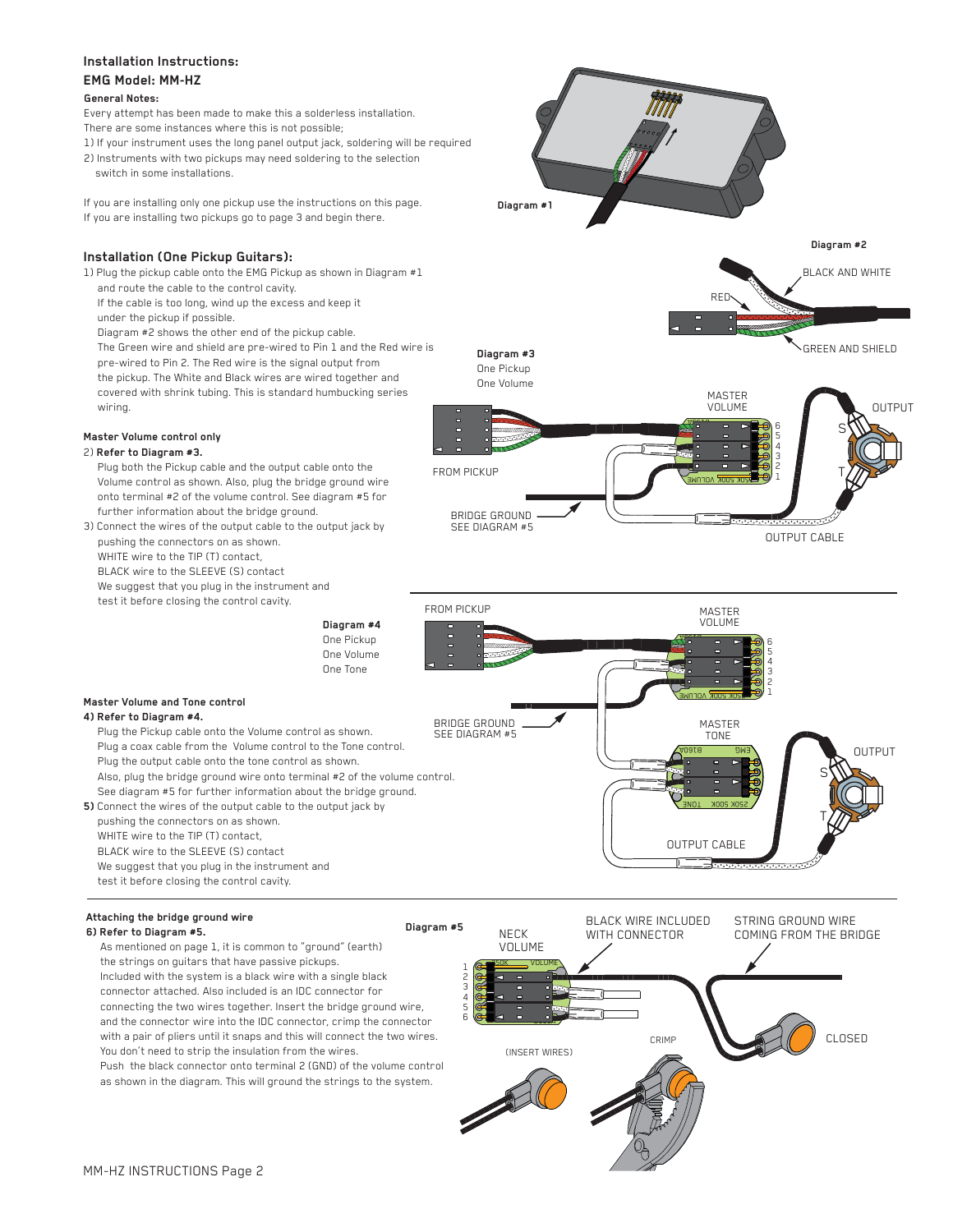## Installation Instructions:

## EMG Model: MM-HZ

**General Notes:**

Every attempt has been made to make this a solderless installation.
There are some instances where this is not possible;

1) If your instrument uses the long panel output jack, soldering will be required
2) Instruments with two pickups may need soldering to the selection switch in some installations.

If you are installing only one pickup use the instructions on this page.
If you are installing two pickups go to page 3 and begin there.

Diagram #1

Diagram #2

RED

BLACK AND WHITE

GREEN AND SHIELD

## Installation (One Pickup Guitars):

1) Plug the pickup cable onto the EMG Pickup as shown in Diagram #1 and route the cable to the control cavity.
   If the cable is too long, wind up the excess and keep it under the pickup if possible.
   Diagram #2 shows the other end of the pickup cable.
   The Green wire and shield are pre-wired to Pin 1 and the Red wire is pre-wired to Pin 2. The Red wire is the signal output from the pickup. The White and Black wires are wired together and covered with shrink tubing. This is standard humbucking series wiring.

**Master Volume control only**

2) **Refer to Diagram #3.**
   Plug both the Pickup cable and the output cable onto the Volume control as shown. Also, plug the bridge ground wire onto terminal #2 of the volume control. See diagram #5 for further information about the bridge ground.
3) Connect the wires of the output cable to the output jack by pushing the connectors on as shown.
   WHITE wire to the TIP (T) contact,
   BLACK wire to the SLEEVE (S) contact
   We suggest that you plug in the instrument and test it before closing the control cavity.

**Diagram #3**
One Pickup
One Volume

FROM PICKUP

MASTER VOLUME

OUTPUT

BRIDGE GROUND SEE DIAGRAM #5

OUTPUT CABLE

**Diagram #4**
One Pickup
One Volume
One Tone

FROM PICKUP

MASTER VOLUME

BRIDGE GROUND SEE DIAGRAM #5

MASTER TONE

OUTPUT

OUTPUT CABLE

**Master Volume and Tone control**

4) **Refer to Diagram #4.**
   Plug the Pickup cable onto the Volume control as shown.
   Plug a coax cable from the Volume control to the Tone control.
   Plug the output cable onto the tone control as shown.
   Also, plug the bridge ground wire onto terminal #2 of the volume control.
   See diagram #5 for further information about the bridge ground.
5) Connect the wires of the output cable to the output jack by pushing the connectors on as shown.
   WHITE wire to the TIP (T) contact,
   BLACK wire to the SLEEVE (S) contact
   We suggest that you plug in the instrument and test it before closing the control cavity.

**Attaching the bridge ground wire**

6) **Refer to Diagram #5.**
   As mentioned on page 1, it is common to "ground" (earth) the strings on guitars that have passive pickups.
   Included with the system is a black wire with a single black connector attached. Also included is an IDC connector for connecting the two wires together. Insert the bridge ground wire, and the connector wire into the IDC connector, crimp the connector with a pair of pliers until it snaps and this will connect the two wires.
   You don't need to strip the insulation from the wires.
   Push the black connector onto terminal 2 (GND) of the volume control as shown in the diagram. This will ground the strings to the system.

**Diagram #5**

NECK VOLUME

BLACK WIRE INCLUDED WITH CONNECTOR

STRING GROUND WIRE COMING FROM THE BRIDGE

(INSERT WIRES)

CRIMP

CLOSED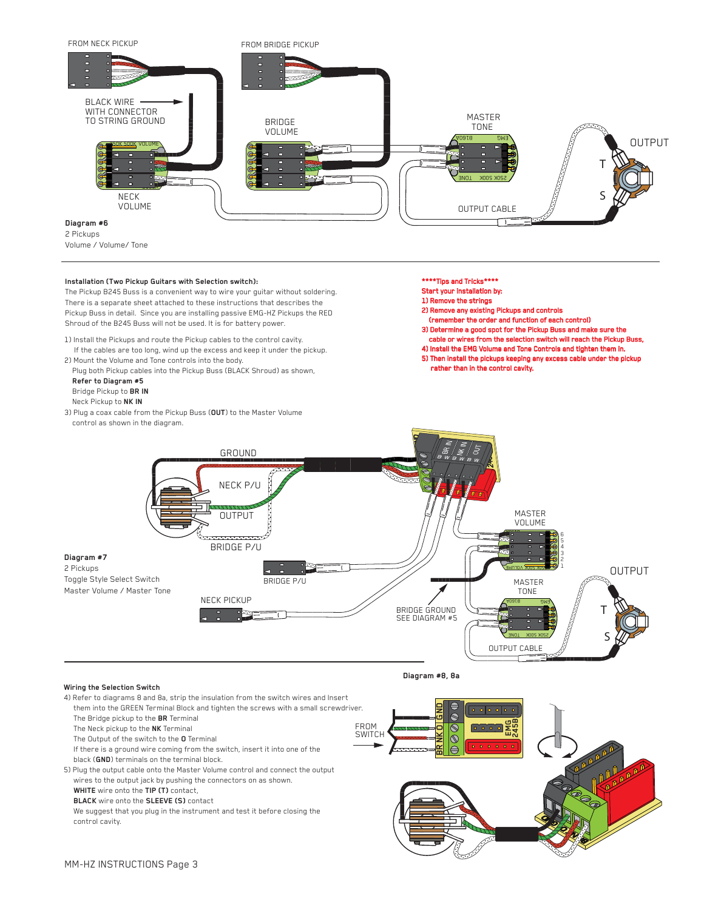FROM NECK PICKUP

FROM BRIDGE PICKUP

BLACK WIRE WITH CONNECTOR TO STRING GROUND

BRIDGE VOLUME

MASTER TONE

OUTPUT

T

S

NECK VOLUME

OUTPUT CABLE

**Diagram #6**
2 Pickups
Volume / Volume/ Tone

---

**Installation (Two Pickup Guitars with Selection switch):**

The Pickup B245 Buss is a convenient way to wire your guitar without soldering. There is a separate sheet attached to these instructions that describes the Pickup Buss in detail. Since you are installing passive EMG-HZ Pickups the RED Shroud of the B245 Buss will not be used. It is for battery power.

1) Install the Pickups and route the Pickup cables to the control cavity.
   If the cables are too long, wind up the excess and keep it under the pickup.
2) Mount the Volume and Tone controls into the body.
   Plug both Pickup cables into the Pickup Buss (BLACK Shroud) as shown,
   **Refer to Diagram #5**
   Bridge Pickup to **BR IN**
   Neck Pickup to **NK IN**
3) Plug a coax cable from the Pickup Buss (**OUT**) to the Master Volume control as shown in the diagram.

**\*\*\*\*Tips and Tricks\*\*\*\***
**Start your installation by:**
**1) Remove the strings**
**2) Remove any existing Pickups and controls (remember the order and function of each control)**
**3) Determine a good spot for the Pickup Buss and make sure the cable or wires from the selection switch will reach the Pickup Buss,**
**4) Install the EMG Volume and Tone Controls and tighten them in.**
**5) Then install the pickups keeping any excess cable under the pickup rather than in the control cavity.**

GROUND

NECK P/U

OUTPUT

BRIDGE P/U

MASTER VOLUME

BRIDGE P/U

NECK PICKUP

BRIDGE GROUND SEE DIAGRAM #5

MASTER TONE

OUTPUT

T

S

OUTPUT CABLE

**Diagram #7**
2 Pickups
Toggle Style Select Switch
Master Volume / Master Tone

---

**Wiring the Selection Switch**

4) Refer to diagrams 8 and 8a, strip the insulation from the switch wires and Insert them into the GREEN Terminal Block and tighten the screws with a small screwdriver.
   The Bridge pickup to the **BR** Terminal
   The Neck pickup to the **NK** Terminal
   The Output of the switch to the **O** Terminal
   If there is a ground wire coming from the switch, insert it into one of the black (**GND**) terminals on the terminal block.
5) Plug the output cable onto the Master Volume control and connect the output wires to the output jack by pushing the connectors on as shown.
   **WHITE** wire onto the **TIP (T)** contact,
   **BLACK** wire onto the **SLEEVE (S)** contact
   We suggest that you plug in the instrument and test it before closing the control cavity.

**Diagram #8, 8a**

FROM SWITCH

BR NK O GND

EMG 245B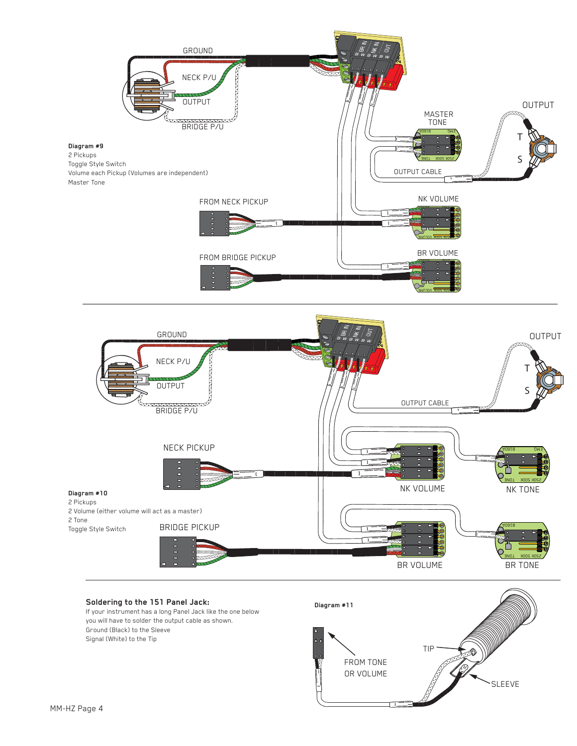**Diagram #9**
2 Pickups
Toggle Style Switch
Volume each Pickup (Volumes are independent)
Master Tone

GROUND
NECK P/U
OUTPUT
BRIDGE P/U
BR IN
NK IN
OUT
MASTER TONE
OUTPUT
T
S
OUTPUT CABLE
FROM NECK PICKUP
NK VOLUME
FROM BRIDGE PICKUP
BR VOLUME

**Diagram #10**
2 Pickups
2 Volume (either volume will act as a master)
2 Tone
Toggle Style Switch

GROUND
NECK P/U
OUTPUT
BRIDGE P/U
BR IN
NK IN
OUT
OUTPUT
T
S
OUTPUT CABLE
NECK PICKUP
NK VOLUME
NK TONE
BRIDGE PICKUP
BR VOLUME
BR TONE

**Soldering to the 151 Panel Jack:**
If your instrument has a long Panel Jack like the one below you will have to solder the output cable as shown.
Ground (Black) to the Sleeve
Signal (White) to the Tip

**Diagram #11**

FROM TONE OR VOLUME
TIP
SLEEVE